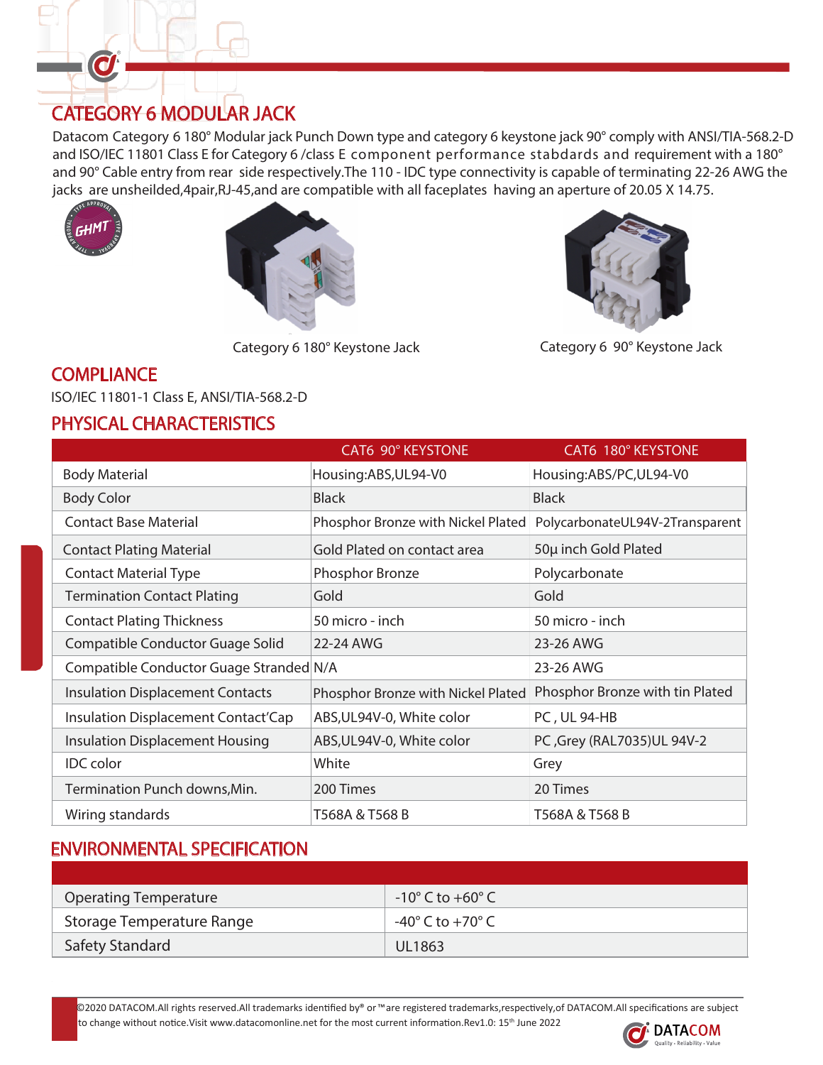# CATEGORY 6 MODULAR JACK

Datacom Category 6 180° Modular jack Punch Down type and category 6 keystone jack 90° comply with ANSI/TIA-568.2-D and ISO/IEC 11801 Class E for Category 6 /class E component performance stabdards and requirement with a 180° and 90° Cable entry from rear side respectively.The 110 - IDC type connectivity is capable of terminating 22-26 AWG the jacks are unsheilded,4pair,RJ-45,and are compatible with all faceplates having an aperture of 20.05 X 14.75.

Category 6 180° Keystone Jack

Category 6 90° Keystone Jack

## COMPLIANCE

ISO/IEC 11801-1 Class E, ANSI/TIA-568.2-D

## PHYSICAL CHARACTERISTICS

| | CAT6 90° KEYSTONE | CAT6 180° KEYSTONE |
|---|---|---|
| Body Material | Housing:ABS,UL94-V0 | Housing:ABS/PC,UL94-V0 |
| Body Color | Black | Black |
| Contact Base Material | Phosphor Bronze with Nickel Plated | PolycarbonateUL94V-2Transparent |
| Contact Plating Material | Gold Plated on contact area | 50μ inch Gold Plated |
| Contact Material Type | Phosphor Bronze | Polycarbonate |
| Termination Contact Plating | Gold | Gold |
| Contact Plating Thickness | 50 micro - inch | 50 micro - inch |
| Compatible Conductor Guage Solid | 22-24 AWG | 23-26 AWG |
| Compatible Conductor Guage Stranded | N/A | 23-26 AWG |
| Insulation Displacement Contacts | Phosphor Bronze with Nickel Plated | Phosphor Bronze with tin Plated |
| Insulation Displacement Contact'Cap | ABS,UL94V-0, White color | PC , UL 94-HB |
| Insulation Displacement Housing | ABS,UL94V-0, White color | PC ,Grey (RAL7035)UL 94V-2 |
| IDC color | White | Grey |
| Termination Punch downs,Min. | 200 Times | 20 Times |
| Wiring standards | T568A & T568 B | T568A & T568 B |

## ENVIRONMENTAL SPECIFICATION

| | |
|---|---|
| Operating Temperature | -10° C to +60° C |
| Storage Temperature Range | -40° C to +70° C |
| Safety Standard | UL1863 |

©2020 DATACOM.All rights reserved.All trademarks identified by® or ™are registered trademarks,respectively,of DATACOM.All specifications are subject to change without notice.Visit www.datacomonline.net for the most current information.Rev1.0: 15th June 2022

DATACOM Quality • Reliability • Value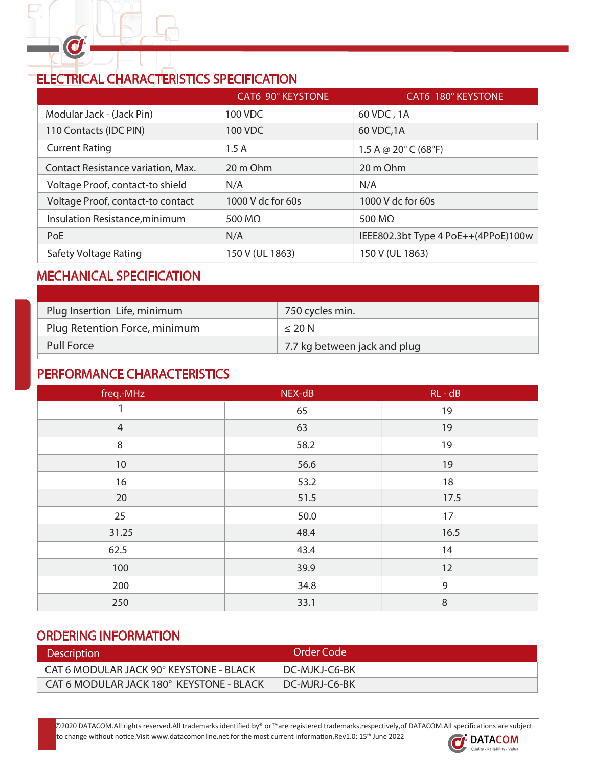## ELECTRICAL CHARACTERISTICS SPECIFICATION

| | CAT6 90° KEYSTONE | CAT6 180° KEYSTONE |
|---|---|---|
| Modular Jack - (Jack Pin) | 100 VDC | 60 VDC , 1A |
| 110 Contacts (IDC PIN) | 100 VDC | 60 VDC,1A |
| Current Rating | 1.5 A | 1.5 A @ 20° C (68°F) |
| Contact Resistance variation, Max. | 20 m Ohm | 20 m Ohm |
| Voltage Proof, contact-to shield | N/A | N/A |
| Voltage Proof, contact-to contact | 1000 V dc for 60s | 1000 V dc for 60s |
| Insulation Resistance,minimum | 500 MΩ | 500 MΩ |
| PoE | N/A | IEEE802.3bt Type 4 PoE++(4PPoE)100w |
| Safety Voltage Rating | 150 V (UL 1863) | 150 V (UL 1863) |

## MECHANICAL SPECIFICATION

| | |
|---|---|
| Plug Insertion Life, minimum | 750 cycles min. |
| Plug Retention Force, minimum | ≤ 20 N |
| Pull Force | 7.7 kg between jack and plug |

## PERFORMANCE CHARACTERISTICS

| freq.-MHz | NEX-dB | RL - dB |
|---|---|---|
| 1 | 65 | 19 |
| 4 | 63 | 19 |
| 8 | 58.2 | 19 |
| 10 | 56.6 | 19 |
| 16 | 53.2 | 18 |
| 20 | 51.5 | 17.5 |
| 25 | 50.0 | 17 |
| 31.25 | 48.4 | 16.5 |
| 62.5 | 43.4 | 14 |
| 100 | 39.9 | 12 |
| 200 | 34.8 | 9 |
| 250 | 33.1 | 8 |

## ORDERING INFORMATION

| Description | Order Code |
|---|---|
| CAT 6 MODULAR JACK 90° KEYSTONE - BLACK | DC-MJKJ-C6-BK |
| CAT 6 MODULAR JACK 180° KEYSTONE - BLACK | DC-MJRJ-C6-BK |

©2020 DATACOM.All rights reserved.All trademarks identified by® or ™are registered trademarks,respectively,of DATACOM.All specifications are subject to change without notice.Visit www.datacomonline.net for the most current information.Rev1.0: 15th June 2022

DATACOM
Quality - Reliability - Value